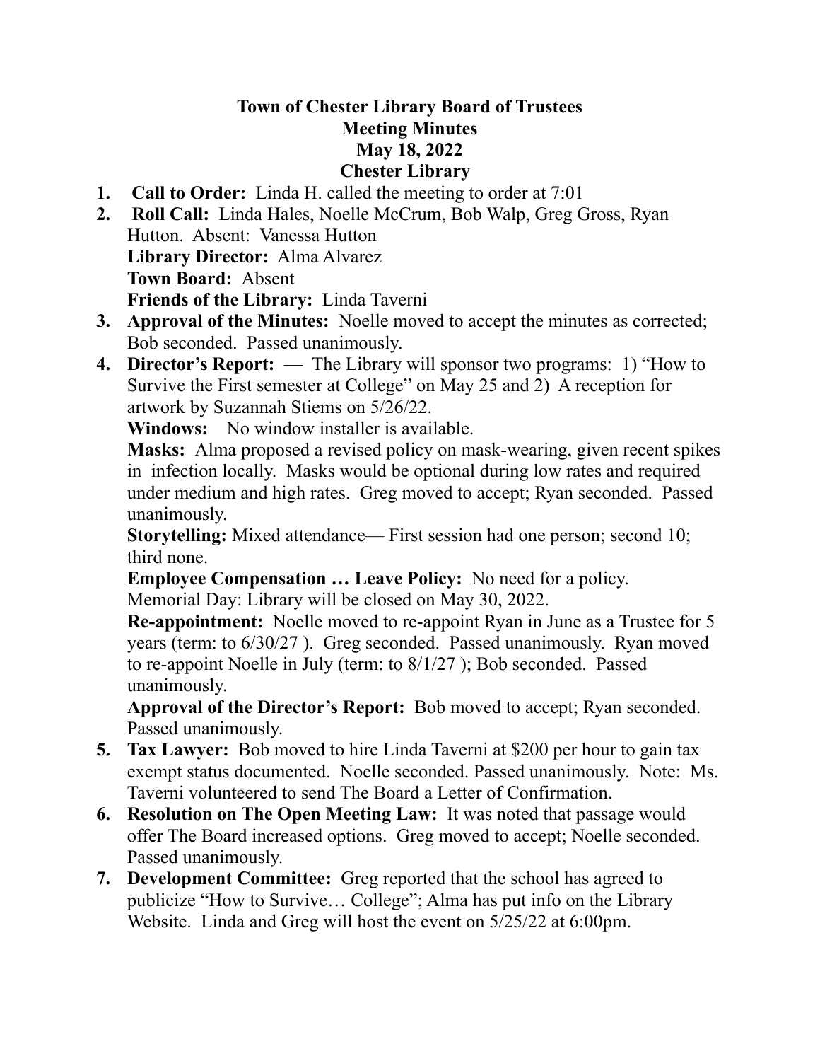# Town of Chester Library Board of Trustees
## Meeting Minutes
## May 18, 2022
## Chester Library

1. **Call to Order:** Linda H. called the meeting to order at 7:01
2. **Roll Call:** Linda Hales, Noelle McCrum, Bob Walp, Greg Gross, Ryan Hutton. Absent: Vanessa Hutton
   **Library Director:** Alma Alvarez
   **Town Board:** Absent
   **Friends of the Library:** Linda Taverni
3. **Approval of the Minutes:** Noelle moved to accept the minutes as corrected; Bob seconded. Passed unanimously.
4. **Director's Report: —** The Library will sponsor two programs: 1) "How to Survive the First semester at College" on May 25 and 2) A reception for artwork by Suzannah Stiems on 5/26/22.
   **Windows:** No window installer is available.
   **Masks:** Alma proposed a revised policy on mask-wearing, given recent spikes in infection locally. Masks would be optional during low rates and required under medium and high rates. Greg moved to accept; Ryan seconded. Passed unanimously.
   **Storytelling:** Mixed attendance— First session had one person; second 10; third none.
   **Employee Compensation … Leave Policy:** No need for a policy.
   Memorial Day: Library will be closed on May 30, 2022.
   **Re-appointment:** Noelle moved to re-appoint Ryan in June as a Trustee for 5 years (term: to 6/30/27 ). Greg seconded. Passed unanimously. Ryan moved to re-appoint Noelle in July (term: to 8/1/27 ); Bob seconded. Passed unanimously.
   **Approval of the Director's Report:** Bob moved to accept; Ryan seconded. Passed unanimously.
5. **Tax Lawyer:** Bob moved to hire Linda Taverni at $200 per hour to gain tax exempt status documented. Noelle seconded. Passed unanimously. Note: Ms. Taverni volunteered to send The Board a Letter of Confirmation.
6. **Resolution on The Open Meeting Law:** It was noted that passage would offer The Board increased options. Greg moved to accept; Noelle seconded. Passed unanimously.
7. **Development Committee:** Greg reported that the school has agreed to publicize "How to Survive… College"; Alma has put info on the Library Website. Linda and Greg will host the event on 5/25/22 at 6:00pm.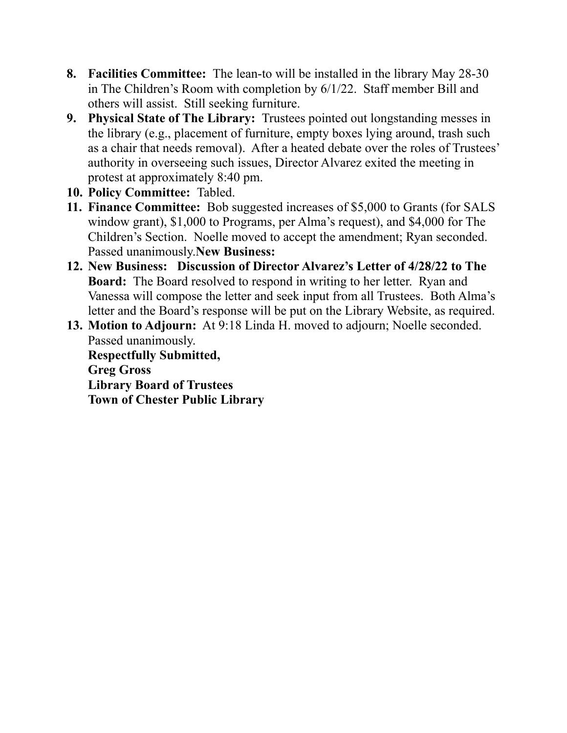8. **Facilities Committee:** The lean-to will be installed in the library May 28-30 in The Children's Room with completion by 6/1/22. Staff member Bill and others will assist. Still seeking furniture.
9. **Physical State of The Library:** Trustees pointed out longstanding messes in the library (e.g., placement of furniture, empty boxes lying around, trash such as a chair that needs removal). After a heated debate over the roles of Trustees' authority in overseeing such issues, Director Alvarez exited the meeting in protest at approximately 8:40 pm.
10. **Policy Committee:** Tabled.
11. **Finance Committee:** Bob suggested increases of $5,000 to Grants (for SALS window grant), $1,000 to Programs, per Alma's request), and $4,000 for The Children's Section. Noelle moved to accept the amendment; Ryan seconded. Passed unanimously.**New Business:**
12. **New Business: Discussion of Director Alvarez's Letter of 4/28/22 to The Board:** The Board resolved to respond in writing to her letter. Ryan and Vanessa will compose the letter and seek input from all Trustees. Both Alma's letter and the Board's response will be put on the Library Website, as required.
13. **Motion to Adjourn:** At 9:18 Linda H. moved to adjourn; Noelle seconded. Passed unanimously.

    **Respectfully Submitted,**
    **Greg Gross**
    **Library Board of Trustees**
    **Town of Chester Public Library**